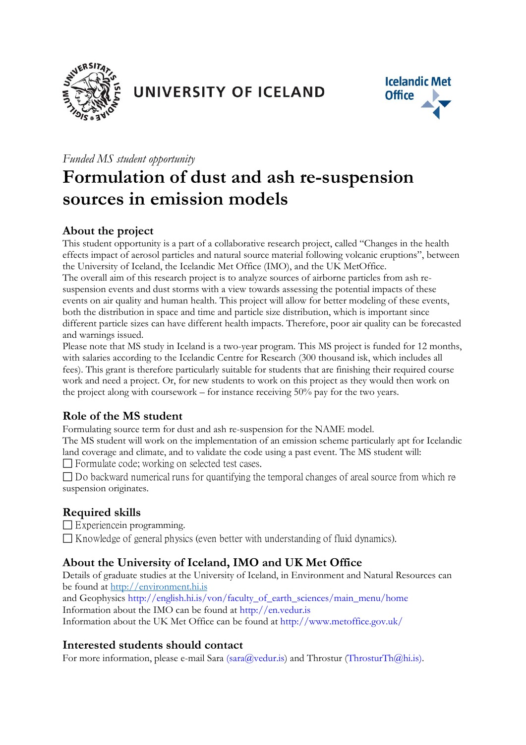UNIVERSITY OF ICELAND

Icelandic Met Office

*Funded MS student opportunity*

# Formulation of dust and ash re-suspension sources in emission models

## About the project

This student opportunity is a part of a collaborative research project, called "Changes in the health effects impact of aerosol particles and natural source material following volcanic eruptions", between the University of Iceland, the Icelandic Met Office (IMO), and the UK MetOffice.
The overall aim of this research project is to analyze sources of airborne particles from ash re-suspension events and dust storms with a view towards assessing the potential impacts of these events on air quality and human health. This project will allow for better modeling of these events, both the distribution in space and time and particle size distribution, which is important since different particle sizes can have different health impacts. Therefore, poor air quality can be forecasted and warnings issued.
Please note that MS study in Iceland is a two-year program. This MS project is funded for 12 months, with salaries according to the Icelandic Centre for Research (300 thousand isk, which includes all fees). This grant is therefore particularly suitable for students that are finishing their required course work and need a project. Or, for new students to work on this project as they would then work on the project along with coursework – for instance receiving 50% pay for the two years.

## Role of the MS student

Formulating source term for dust and ash re-suspension for the NAME model.
The MS student will work on the implementation of an emission scheme particularly apt for Icelandic land coverage and climate, and to validate the code using a past event. The MS student will:

- Formulate code; working on selected test cases.
- Do backward numerical runs for quantifying the temporal changes of areal source from which re suspension originates.

## Required skills

- Experiencein programming.
- Knowledge of general physics (even better with understanding of fluid dynamics).

## About the University of Iceland, IMO and UK Met Office

Details of graduate studies at the University of Iceland, in Environment and Natural Resources can be found at http://environment.hi.is
and Geophysics http://english.hi.is/von/faculty_of_earth_sciences/main_menu/home
Information about the IMO can be found at http://en.vedur.is
Information about the UK Met Office can be found at http://www.metoffice.gov.uk/

## Interested students should contact

For more information, please e-mail Sara (sara@vedur.is) and Throstur (ThrosturTh@hi.is).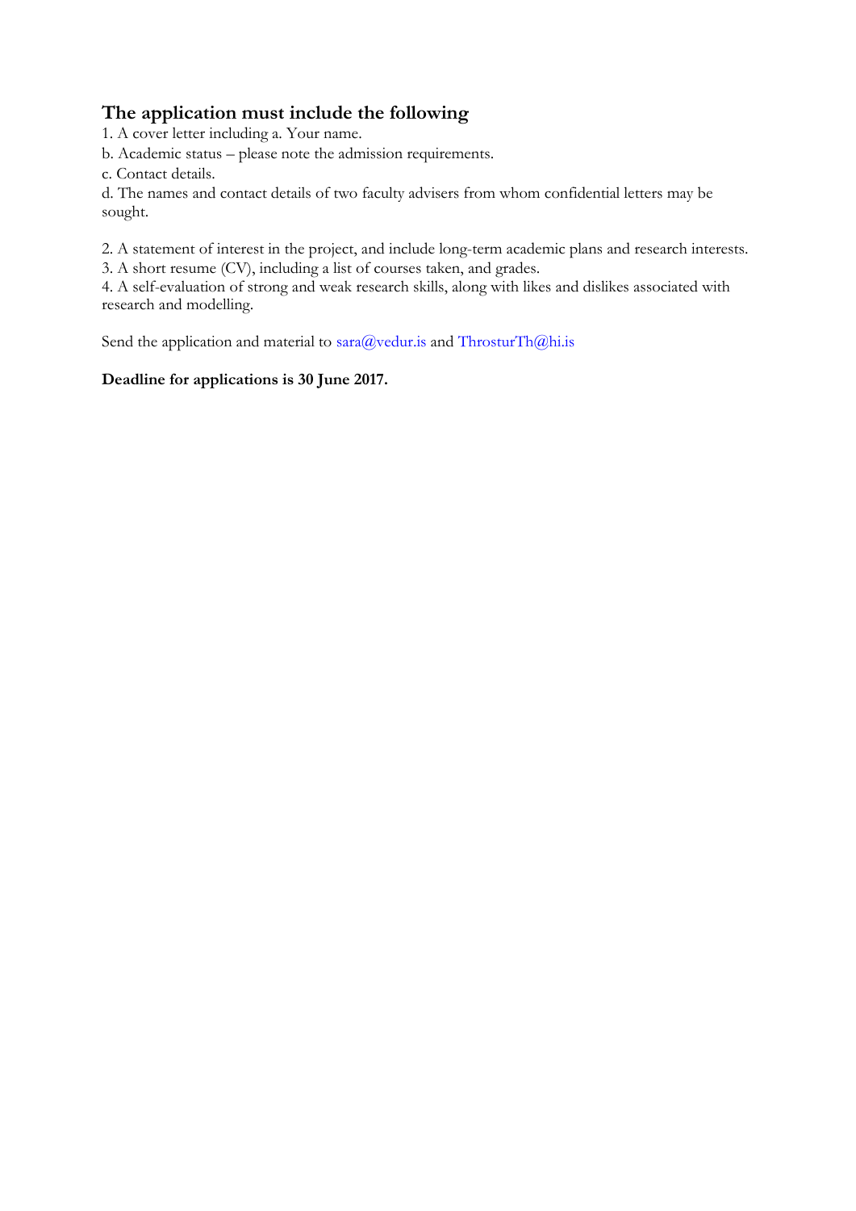## The application must include the following

1. A cover letter including a. Your name.

b. Academic status – please note the admission requirements.

c. Contact details.

d. The names and contact details of two faculty advisers from whom confidential letters may be sought.

2. A statement of interest in the project, and include long-term academic plans and research interests.
3. A short resume (CV), including a list of courses taken, and grades.
4. A self-evaluation of strong and weak research skills, along with likes and dislikes associated with research and modelling.

Send the application and material to sara@vedur.is and ThrosturTh@hi.is

**Deadline for applications is 30 June 2017.**